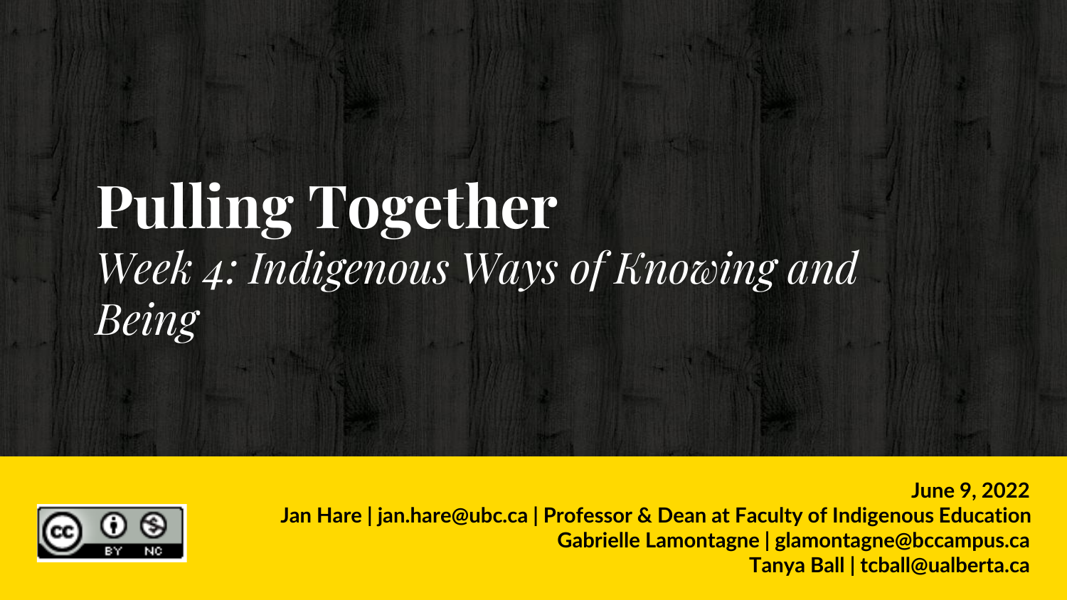# Pulling Together

*Week 4: Indigenous Ways of Knowing and Being*

**June 9, 2022**

**Jan Hare | jan.hare@ubc.ca | Professor & Dean at Faculty of Indigenous Education**

**Gabrielle Lamontagne | glamontagne@bccampus.ca**

**Tanya Ball | tcball@ualberta.ca**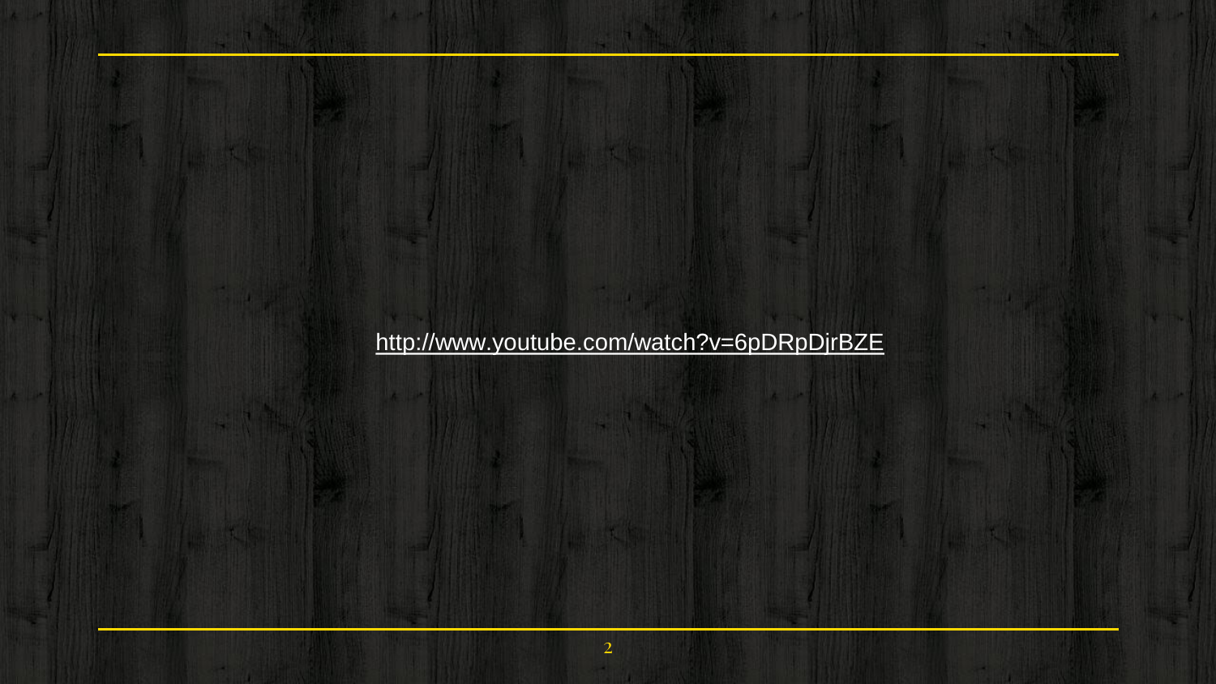http://www.youtube.com/watch?v=6pDRpDjrBZE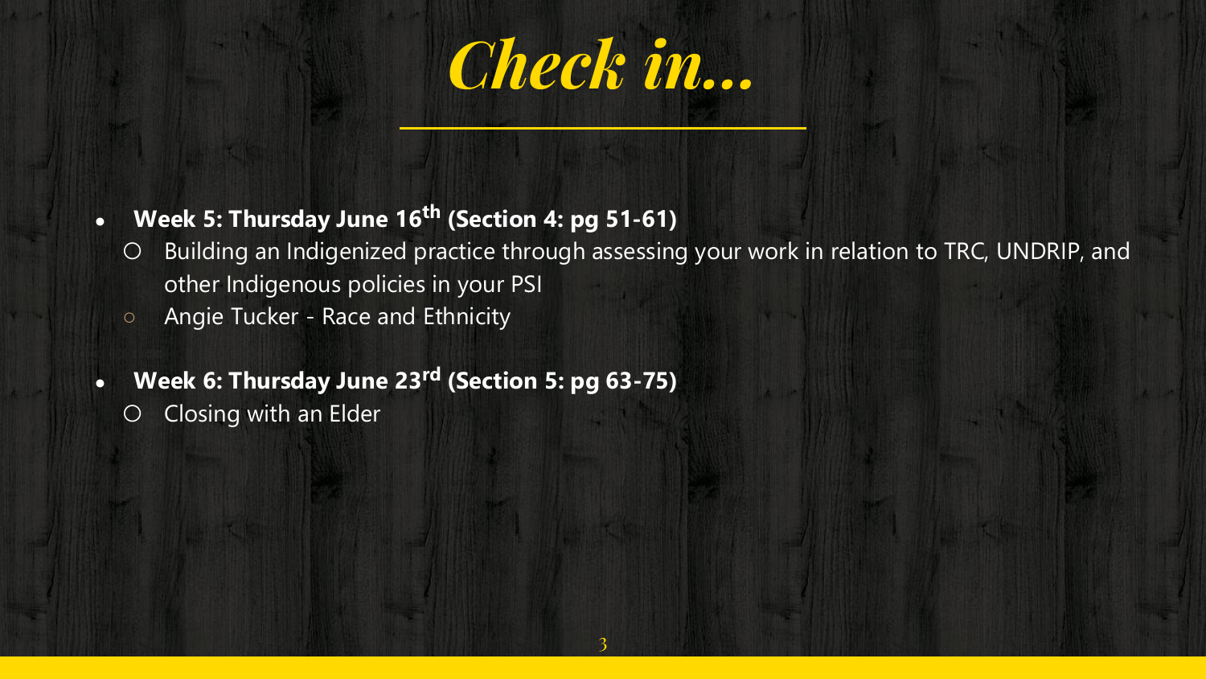# *Check in...*

- **Week 5: Thursday June 16th (Section 4: pg 51-61)**
  - Building an Indigenized practice through assessing your work in relation to TRC, UNDRIP, and other Indigenous policies in your PSI
  - Angie Tucker - Race and Ethnicity
- **Week 6: Thursday June 23rd (Section 5: pg 63-75)**
  - Closing with an Elder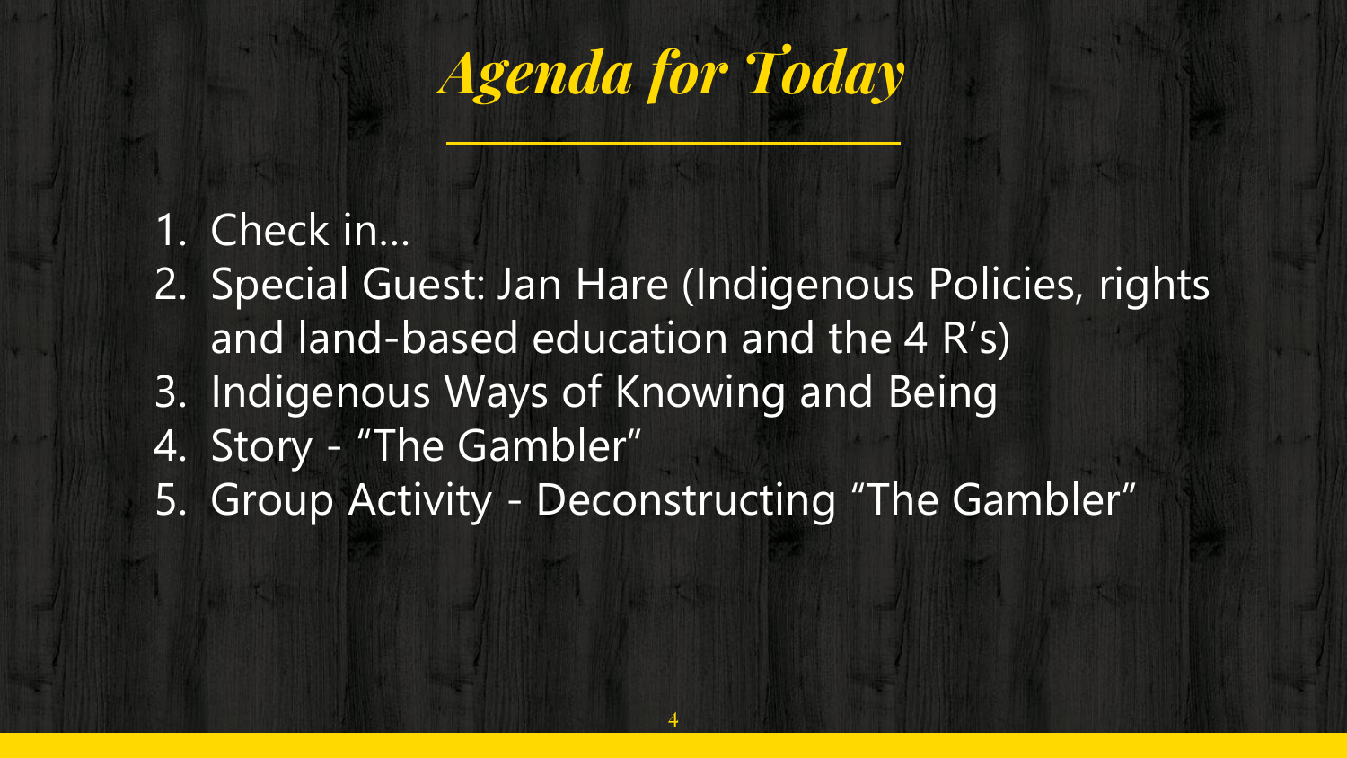# *Agenda for Today*

1. Check in…
2. Special Guest: Jan Hare (Indigenous Policies, rights and land-based education and the 4 R's)
3. Indigenous Ways of Knowing and Being
4. Story - "The Gambler"
5. Group Activity - Deconstructing "The Gambler"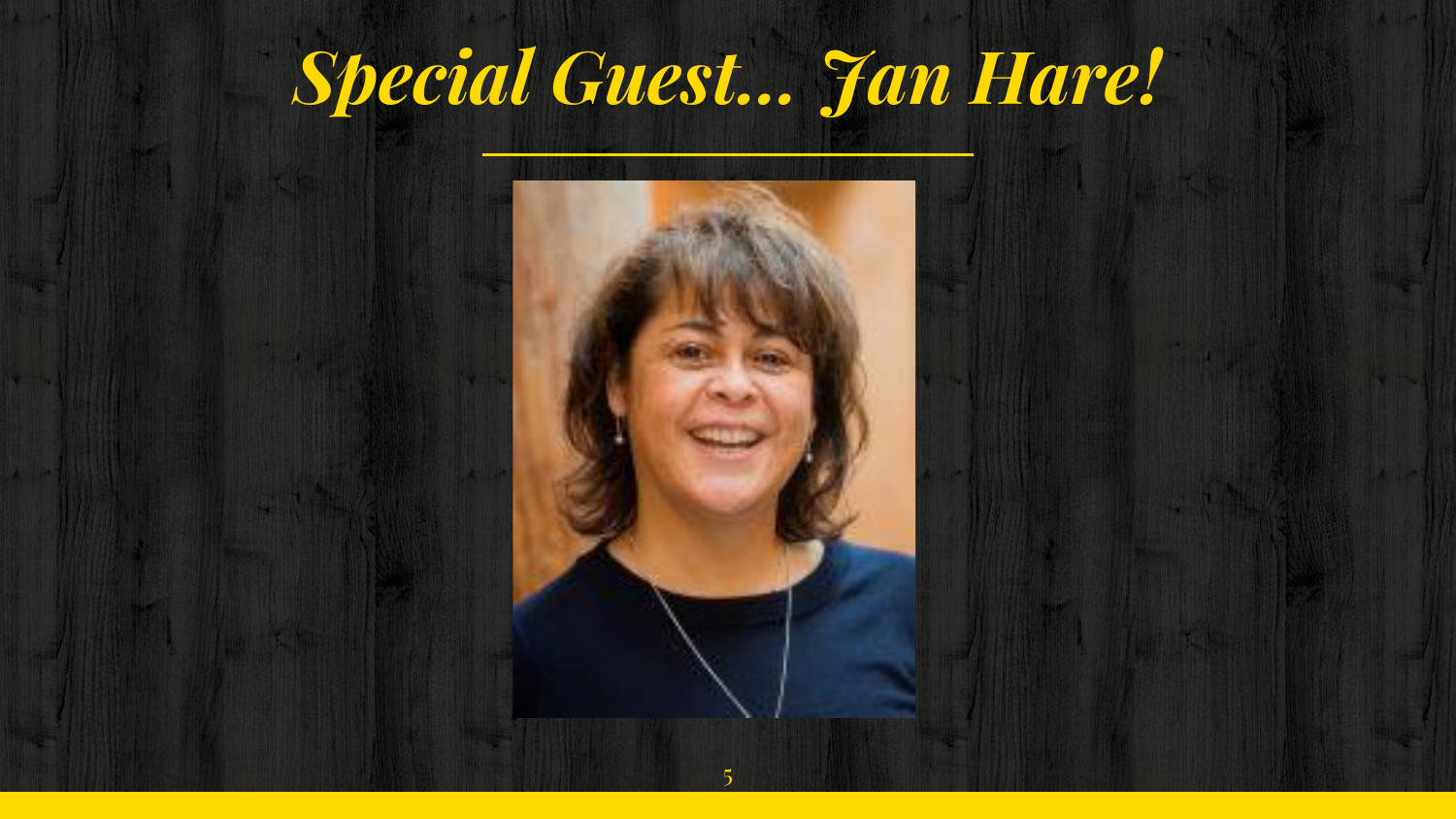# *Special Guest... Jan Hare!*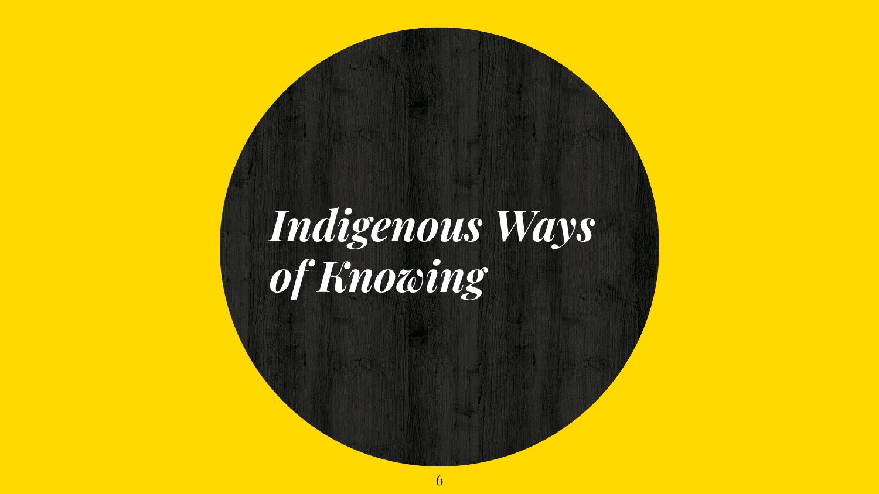# *Indigenous Ways of Knowing*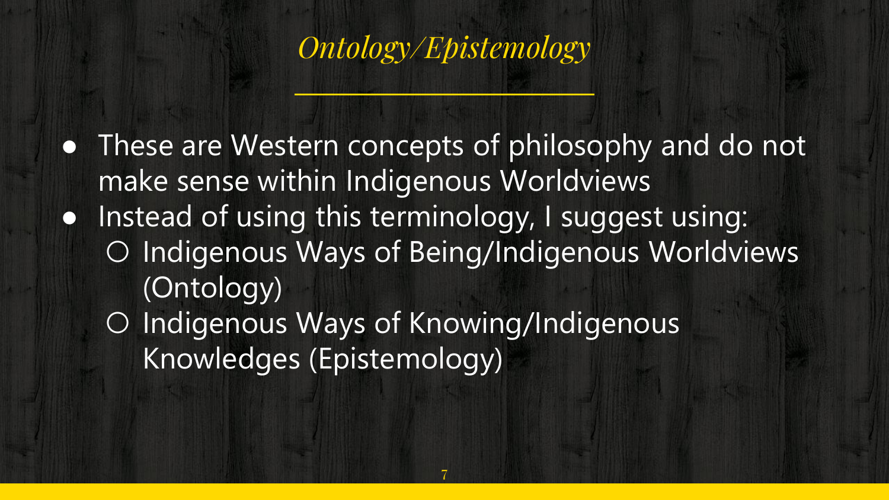# *Ontology/Epistemology*

- These are Western concepts of philosophy and do not make sense within Indigenous Worldviews
- Instead of using this terminology, I suggest using:
  - Indigenous Ways of Being/Indigenous Worldviews (Ontology)
  - Indigenous Ways of Knowing/Indigenous Knowledges (Epistemology)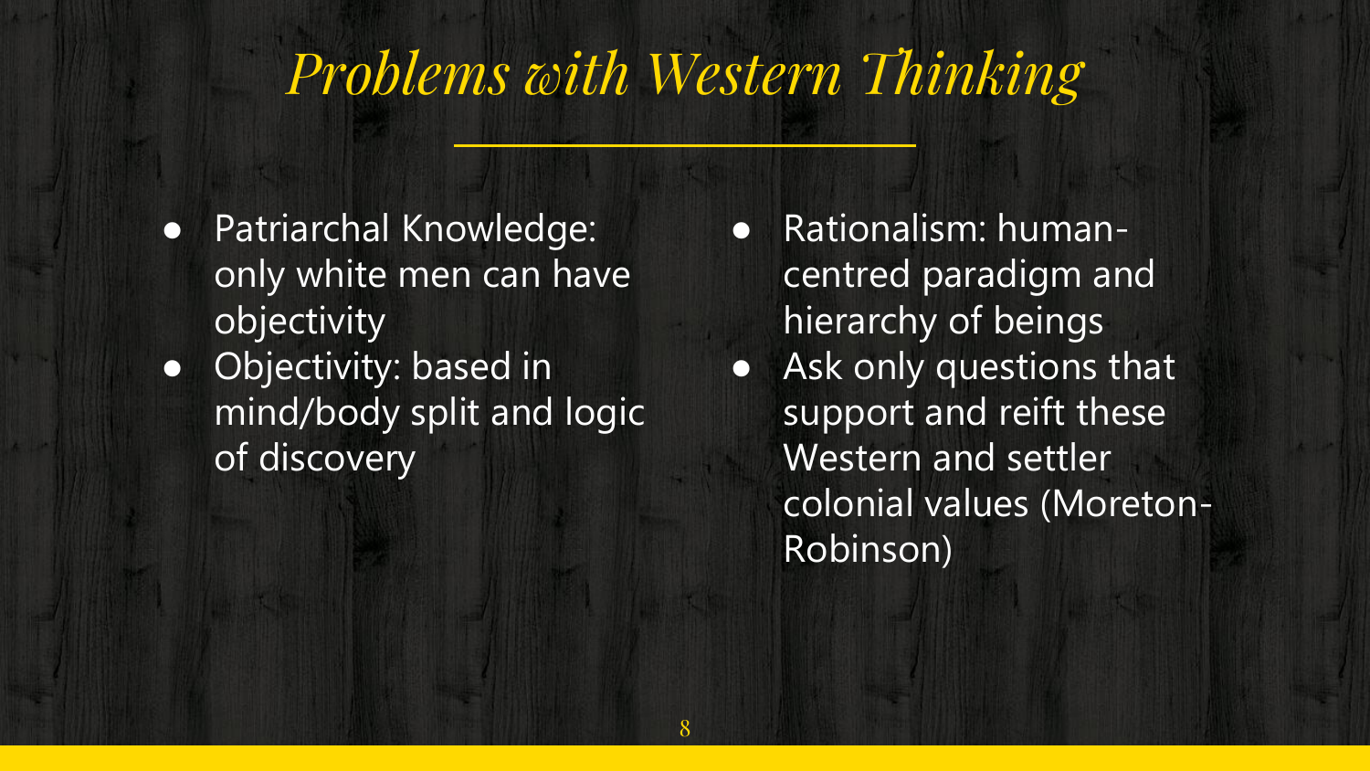# *Problems with Western Thinking*

- Patriarchal Knowledge: only white men can have objectivity
- Objectivity: based in mind/body split and logic of discovery
- Rationalism: human-centred paradigm and hierarchy of beings
- Ask only questions that support and reift these Western and settler colonial values (Moreton-Robinson)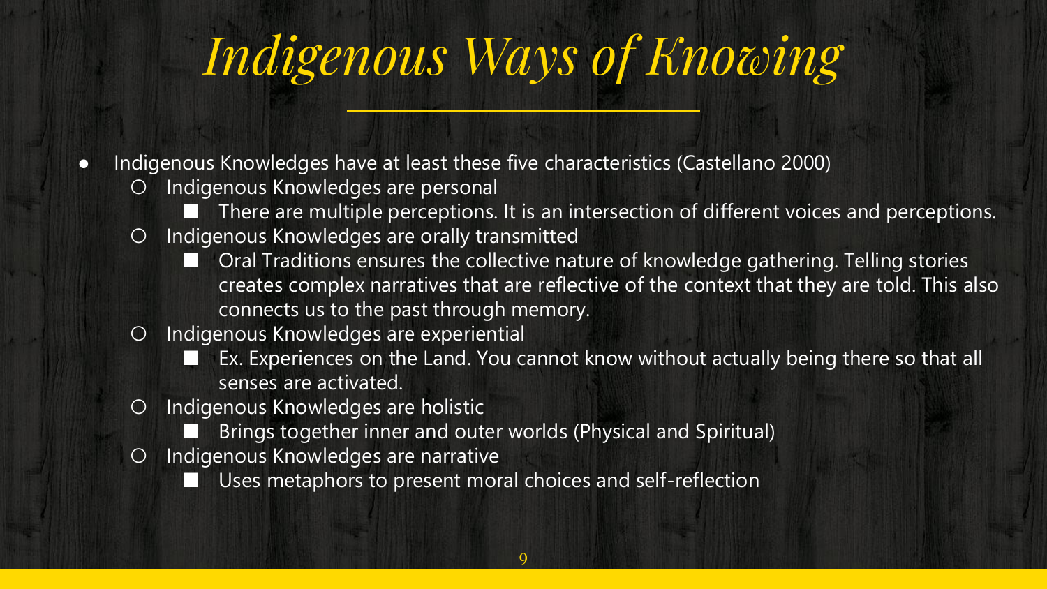# *Indigenous Ways of Knowing*

- Indigenous Knowledges have at least these five characteristics (Castellano 2000)
  - Indigenous Knowledges are personal
    - There are multiple perceptions. It is an intersection of different voices and perceptions.
  - Indigenous Knowledges are orally transmitted
    - Oral Traditions ensures the collective nature of knowledge gathering. Telling stories creates complex narratives that are reflective of the context that they are told. This also connects us to the past through memory.
  - Indigenous Knowledges are experiential
    - Ex. Experiences on the Land. You cannot know without actually being there so that all senses are activated.
  - Indigenous Knowledges are holistic
    - Brings together inner and outer worlds (Physical and Spiritual)
  - Indigenous Knowledges are narrative
    - Uses metaphors to present moral choices and self-reflection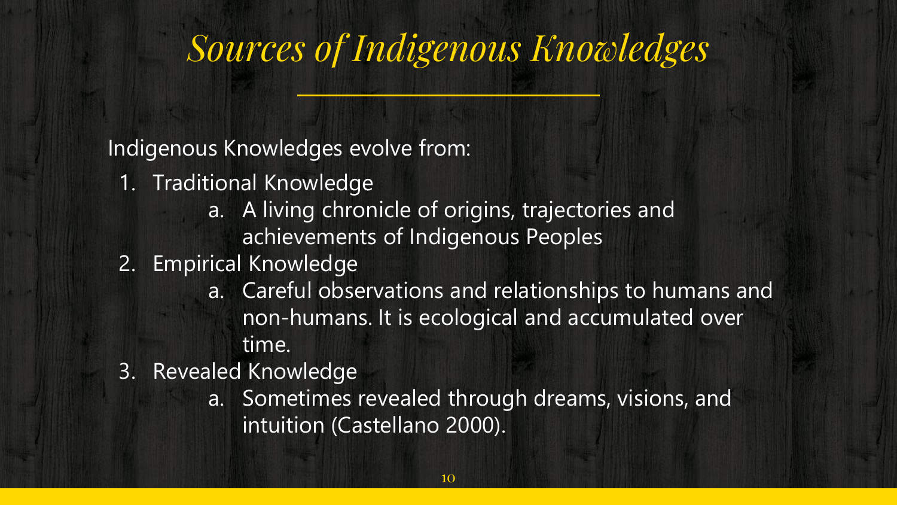# *Sources of Indigenous Knowledges*

Indigenous Knowledges evolve from:

1. Traditional Knowledge
   a. A living chronicle of origins, trajectories and achievements of Indigenous Peoples
2. Empirical Knowledge
   a. Careful observations and relationships to humans and non-humans. It is ecological and accumulated over time.
3. Revealed Knowledge
   a. Sometimes revealed through dreams, visions, and intuition (Castellano 2000).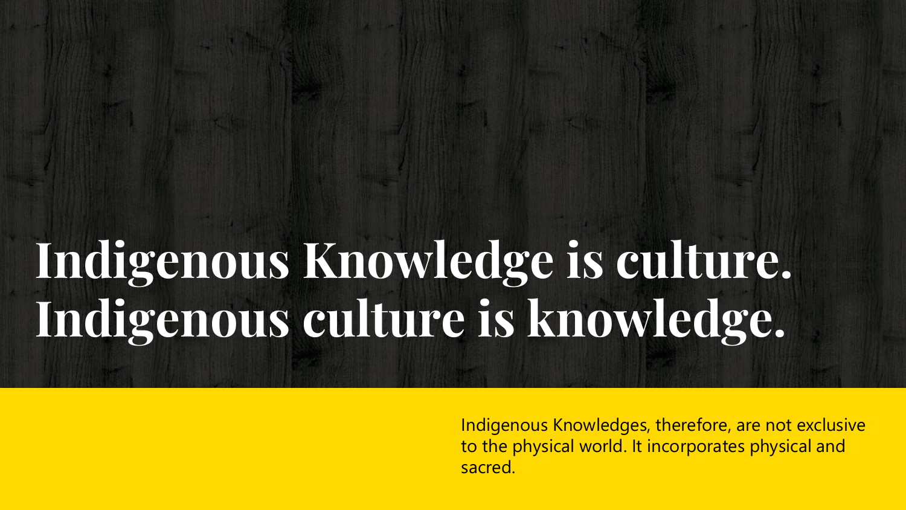# Indigenous Knowledge is culture. Indigenous culture is knowledge.

Indigenous Knowledges, therefore, are not exclusive to the physical world. It incorporates physical and sacred.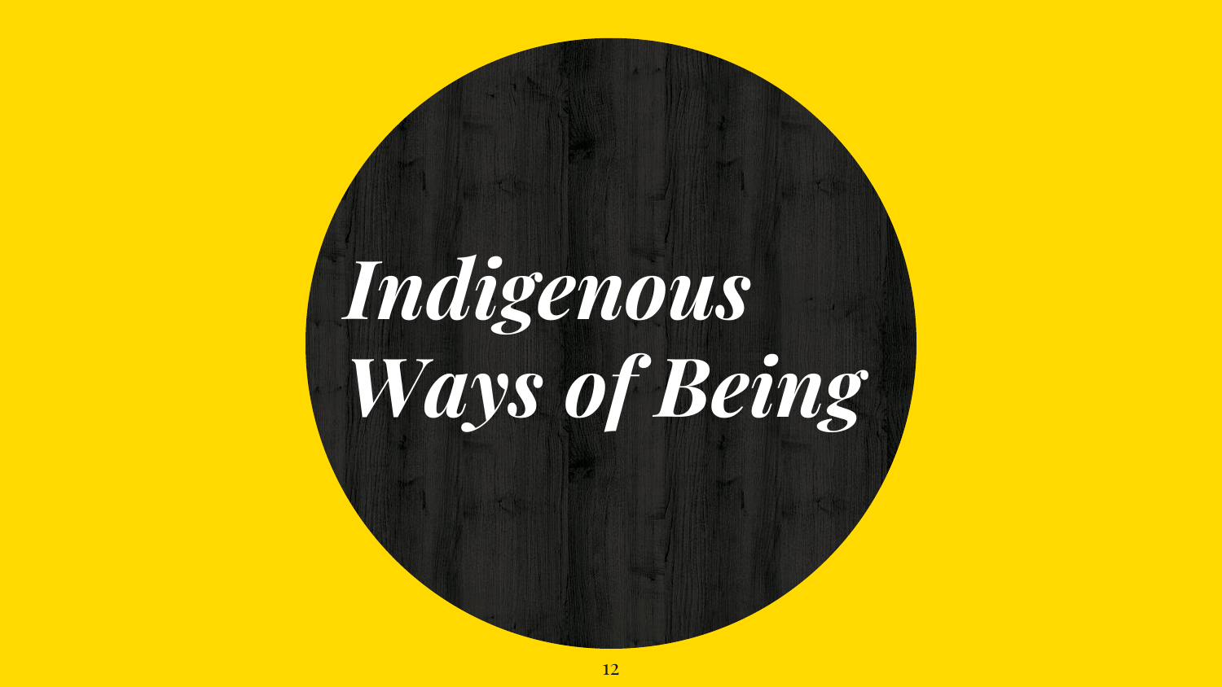# *Indigenous Ways of Being*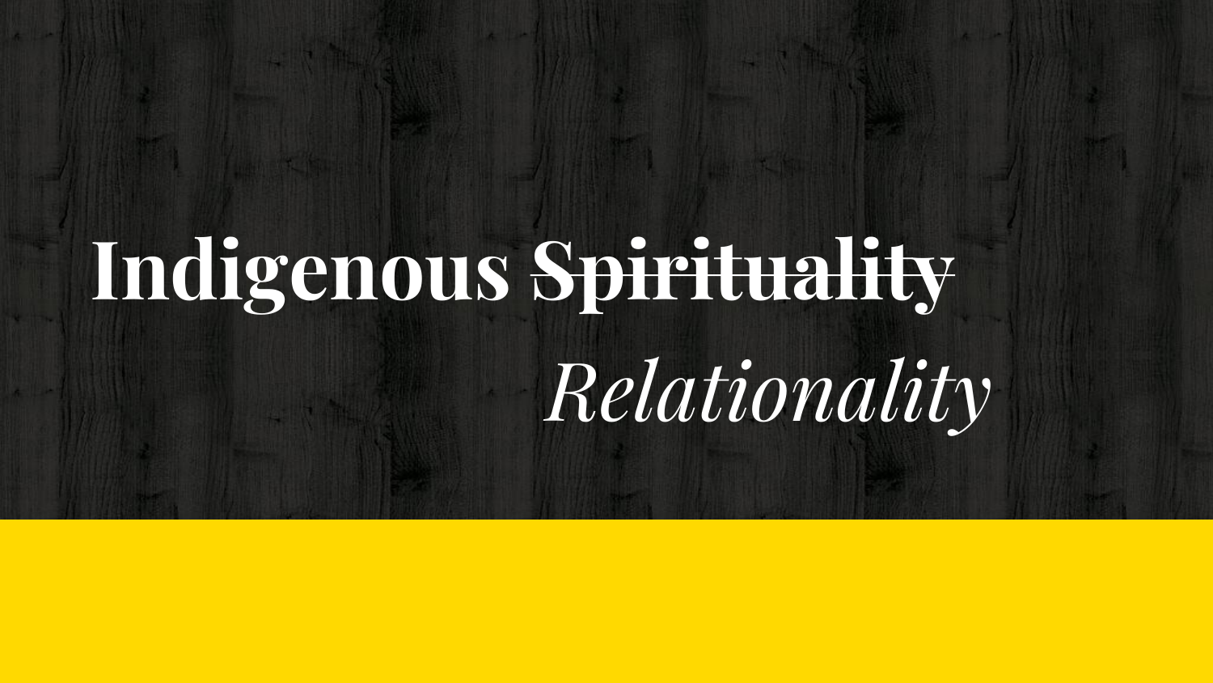# Indigenous ~~Spirituality~~

*Relationality*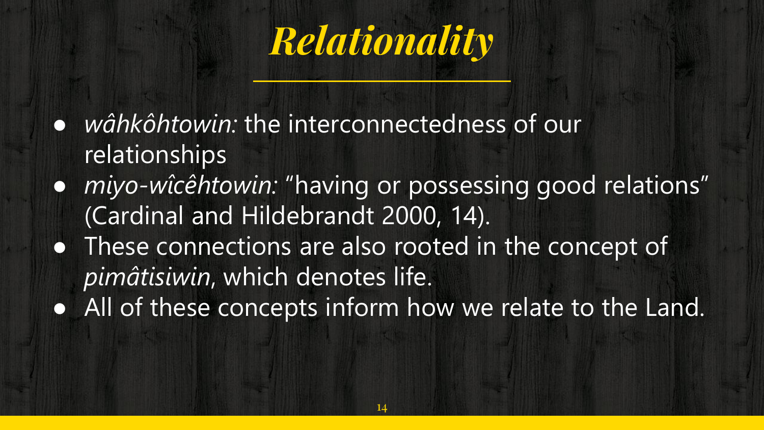# *Relationality*

- *wâhkôhtowin:* the interconnectedness of our relationships
- *miyo-wîcêhtowin:* "having or possessing good relations" (Cardinal and Hildebrandt 2000, 14).
- These connections are also rooted in the concept of *pimâtisiwin*, which denotes life.
- All of these concepts inform how we relate to the Land.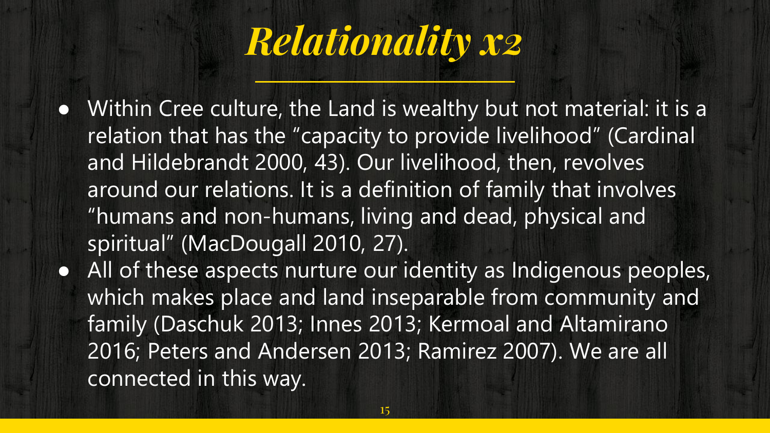# *Relationality x2*

- Within Cree culture, the Land is wealthy but not material: it is a relation that has the "capacity to provide livelihood" (Cardinal and Hildebrandt 2000, 43). Our livelihood, then, revolves around our relations. It is a definition of family that involves "humans and non-humans, living and dead, physical and spiritual" (MacDougall 2010, 27).
- All of these aspects nurture our identity as Indigenous peoples, which makes place and land inseparable from community and family (Daschuk 2013; Innes 2013; Kermoal and Altamirano 2016; Peters and Andersen 2013; Ramirez 2007). We are all connected in this way.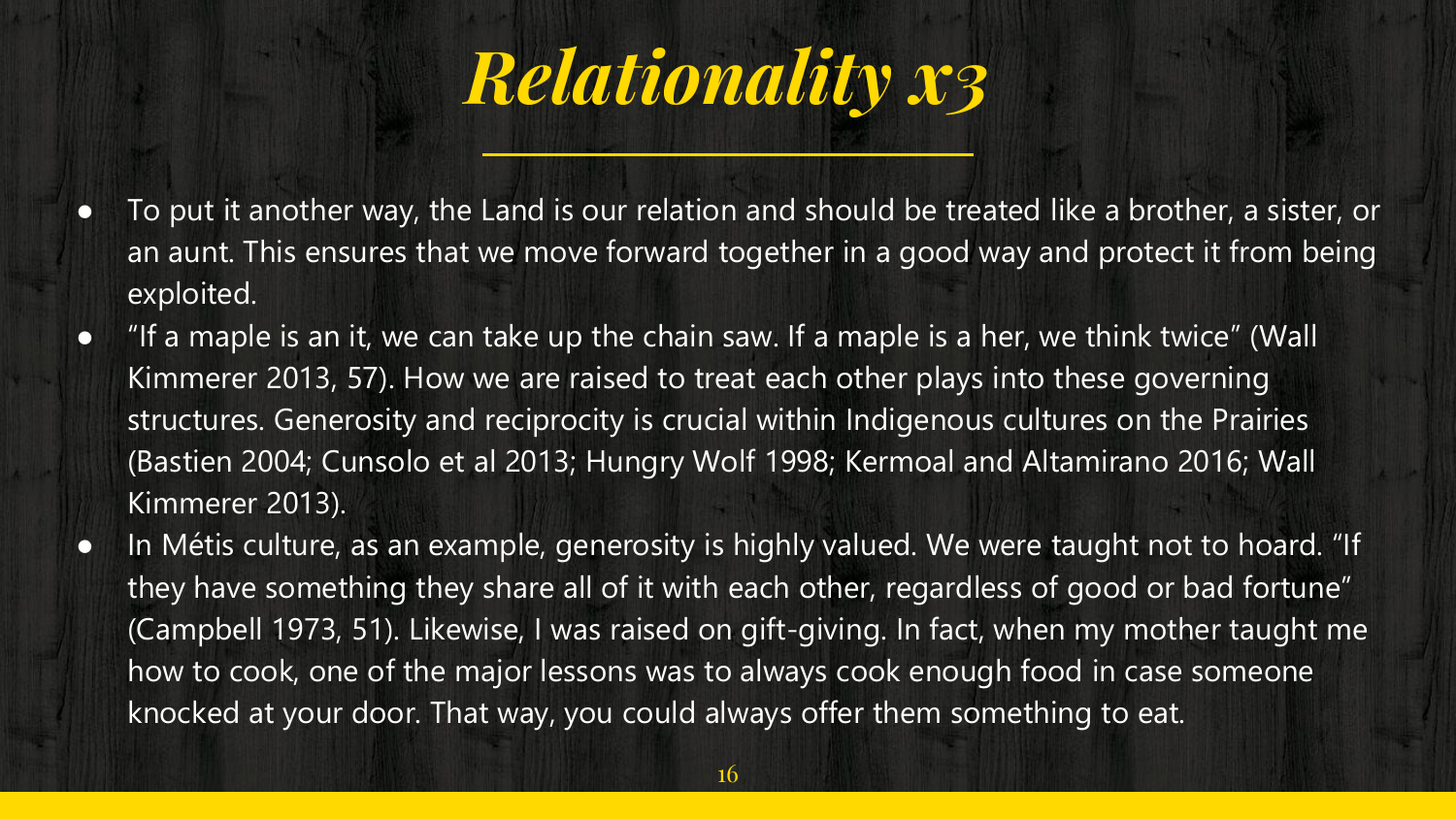# *Relationality x3*

- To put it another way, the Land is our relation and should be treated like a brother, a sister, or an aunt. This ensures that we move forward together in a good way and protect it from being exploited.
- "If a maple is an it, we can take up the chain saw. If a maple is a her, we think twice" (Wall Kimmerer 2013, 57). How we are raised to treat each other plays into these governing structures. Generosity and reciprocity is crucial within Indigenous cultures on the Prairies (Bastien 2004; Cunsolo et al 2013; Hungry Wolf 1998; Kermoal and Altamirano 2016; Wall Kimmerer 2013).
- In Métis culture, as an example, generosity is highly valued. We were taught not to hoard. "If they have something they share all of it with each other, regardless of good or bad fortune" (Campbell 1973, 51). Likewise, I was raised on gift-giving. In fact, when my mother taught me how to cook, one of the major lessons was to always cook enough food in case someone knocked at your door. That way, you could always offer them something to eat.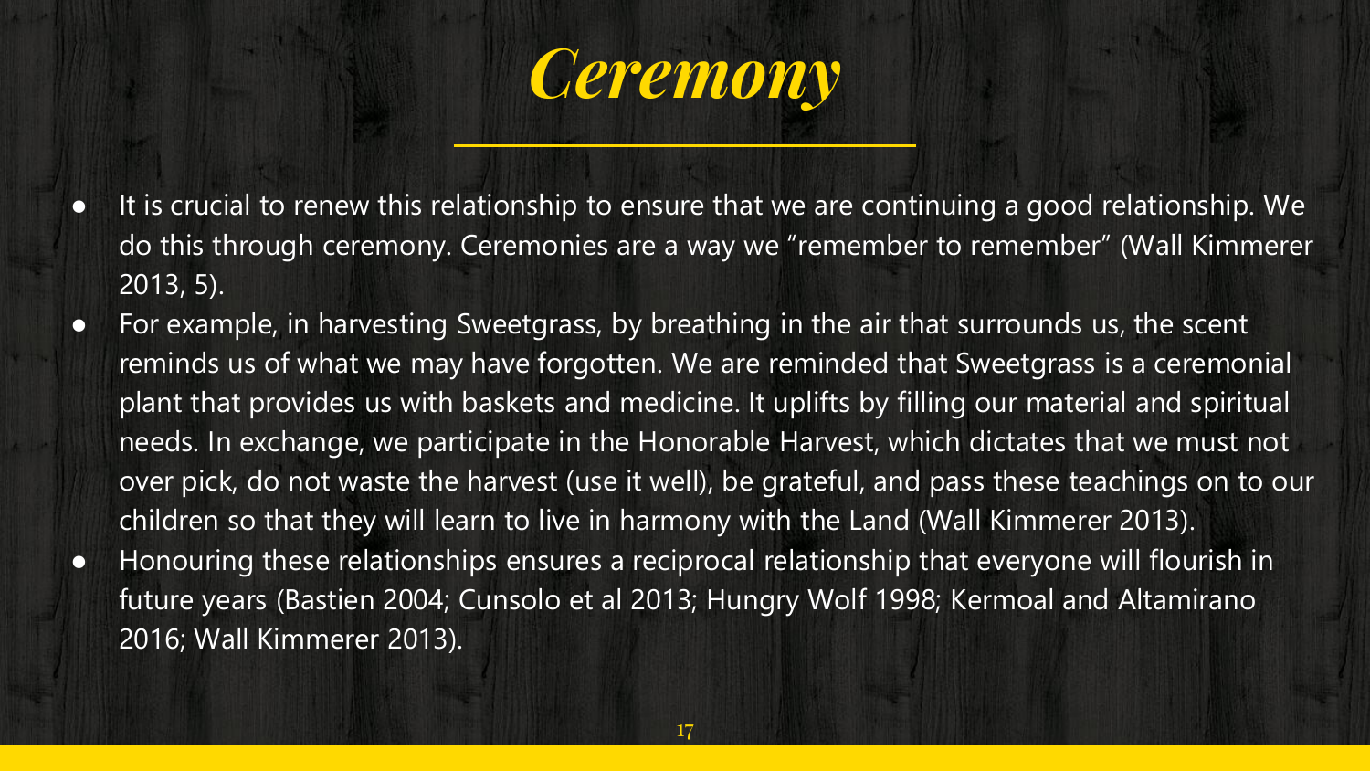# *Ceremony*

- It is crucial to renew this relationship to ensure that we are continuing a good relationship. We do this through ceremony. Ceremonies are a way we "remember to remember" (Wall Kimmerer 2013, 5).
- For example, in harvesting Sweetgrass, by breathing in the air that surrounds us, the scent reminds us of what we may have forgotten. We are reminded that Sweetgrass is a ceremonial plant that provides us with baskets and medicine. It uplifts by filling our material and spiritual needs. In exchange, we participate in the Honorable Harvest, which dictates that we must not over pick, do not waste the harvest (use it well), be grateful, and pass these teachings on to our children so that they will learn to live in harmony with the Land (Wall Kimmerer 2013).
- Honouring these relationships ensures a reciprocal relationship that everyone will flourish in future years (Bastien 2004; Cunsolo et al 2013; Hungry Wolf 1998; Kermoal and Altamirano 2016; Wall Kimmerer 2013).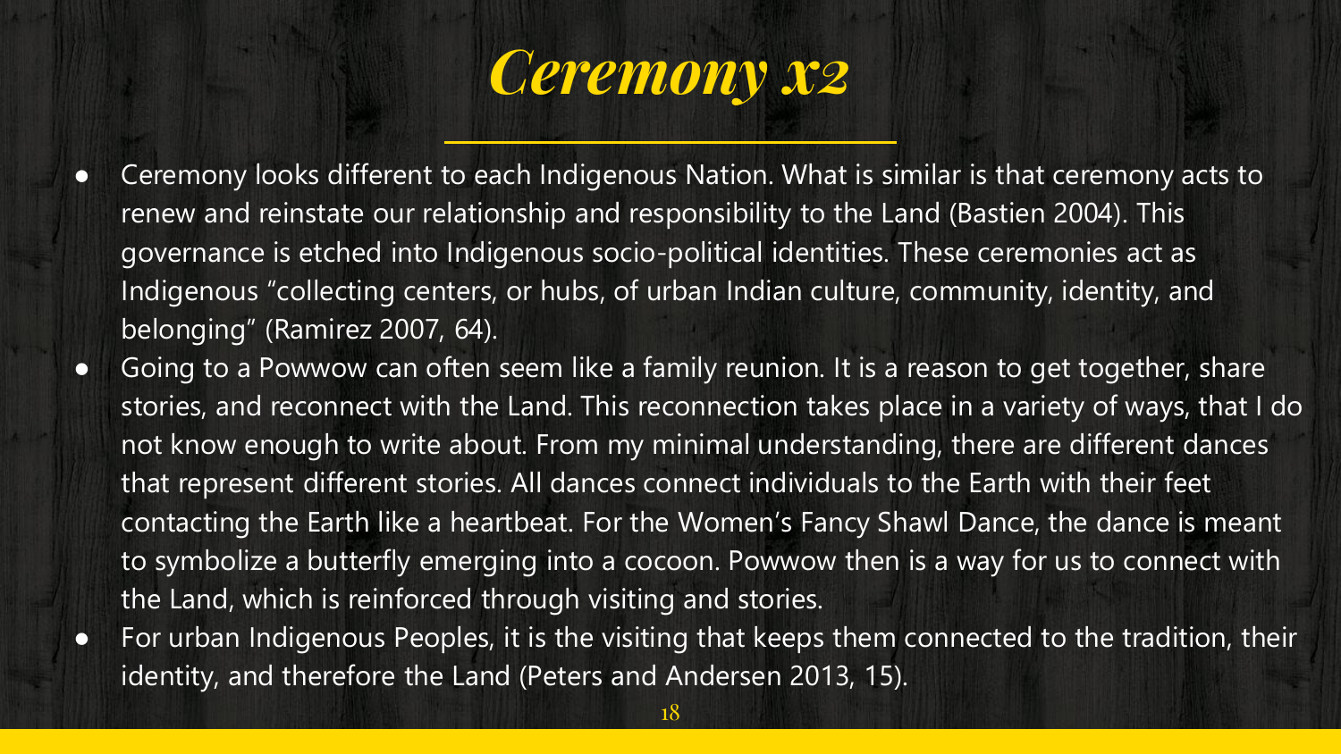# *Ceremony x2*

- Ceremony looks different to each Indigenous Nation. What is similar is that ceremony acts to renew and reinstate our relationship and responsibility to the Land (Bastien 2004). This governance is etched into Indigenous socio-political identities. These ceremonies act as Indigenous "collecting centers, or hubs, of urban Indian culture, community, identity, and belonging" (Ramirez 2007, 64).
- Going to a Powwow can often seem like a family reunion. It is a reason to get together, share stories, and reconnect with the Land. This reconnection takes place in a variety of ways, that I do not know enough to write about. From my minimal understanding, there are different dances that represent different stories. All dances connect individuals to the Earth with their feet contacting the Earth like a heartbeat. For the Women's Fancy Shawl Dance, the dance is meant to symbolize a butterfly emerging into a cocoon. Powwow then is a way for us to connect with the Land, which is reinforced through visiting and stories.
- For urban Indigenous Peoples, it is the visiting that keeps them connected to the tradition, their identity, and therefore the Land (Peters and Andersen 2013, 15).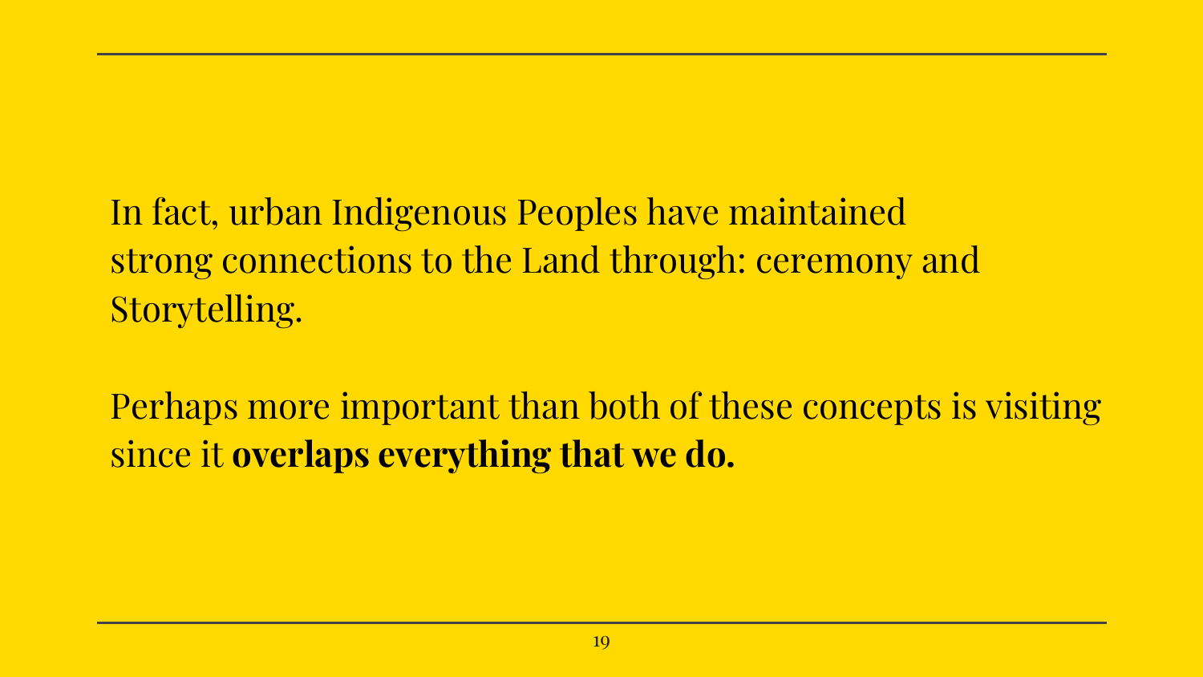In fact, urban Indigenous Peoples have maintained strong connections to the Land through: ceremony and Storytelling.

Perhaps more important than both of these concepts is visiting since it **overlaps everything that we do.**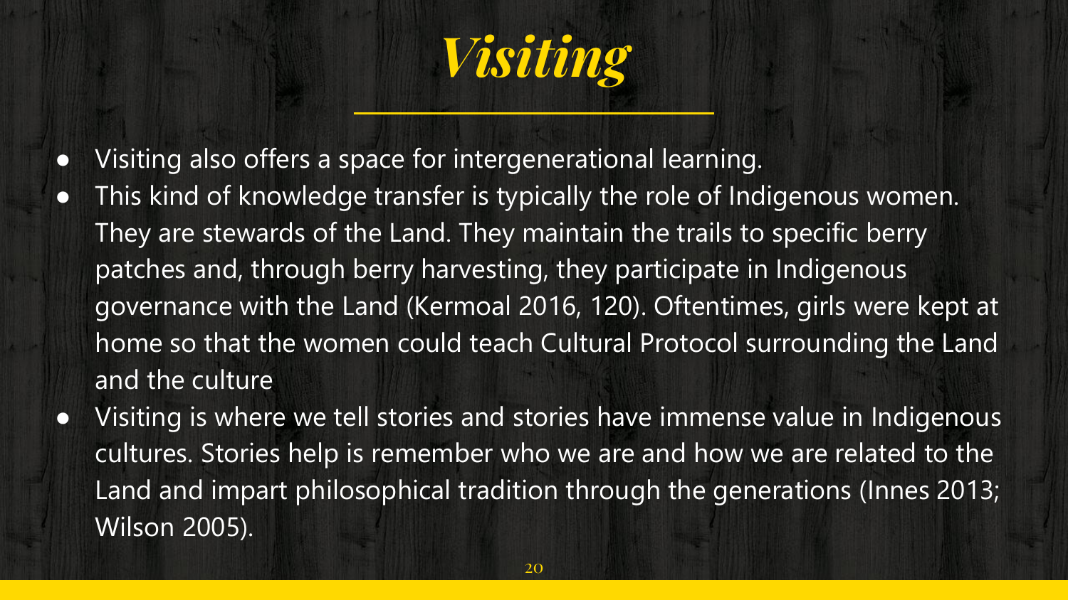# *Visiting*

- Visiting also offers a space for intergenerational learning.
- This kind of knowledge transfer is typically the role of Indigenous women. They are stewards of the Land. They maintain the trails to specific berry patches and, through berry harvesting, they participate in Indigenous governance with the Land (Kermoal 2016, 120). Oftentimes, girls were kept at home so that the women could teach Cultural Protocol surrounding the Land and the culture
- Visiting is where we tell stories and stories have immense value in Indigenous cultures. Stories help is remember who we are and how we are related to the Land and impart philosophical tradition through the generations (Innes 2013; Wilson 2005).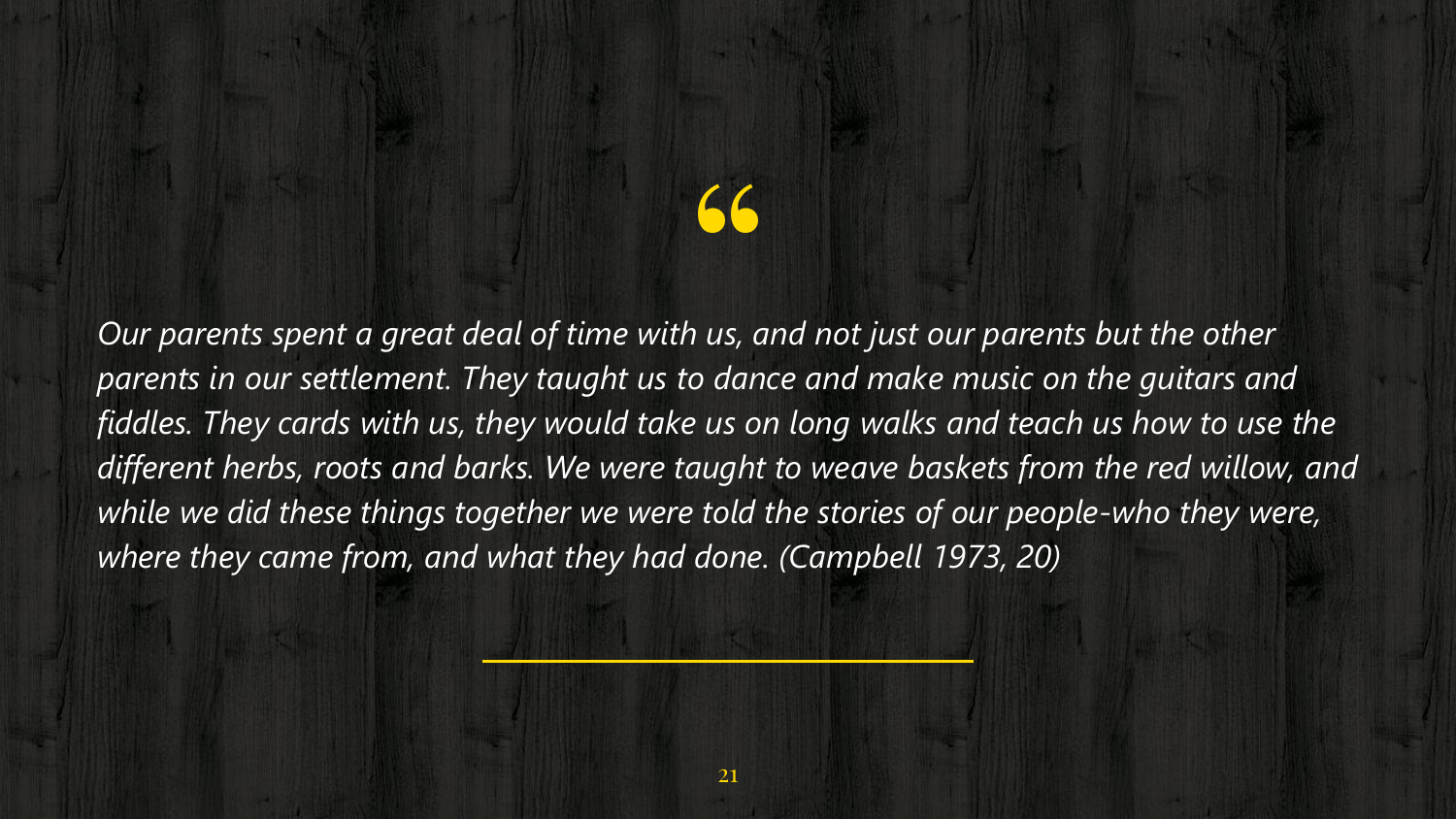> *Our parents spent a great deal of time with us, and not just our parents but the other parents in our settlement. They taught us to dance and make music on the guitars and fiddles. They cards with us, they would take us on long walks and teach us how to use the different herbs, roots and barks. We were taught to weave baskets from the red willow, and while we did these things together we were told the stories of our people-who they were, where they came from, and what they had done. (Campbell 1973, 20)*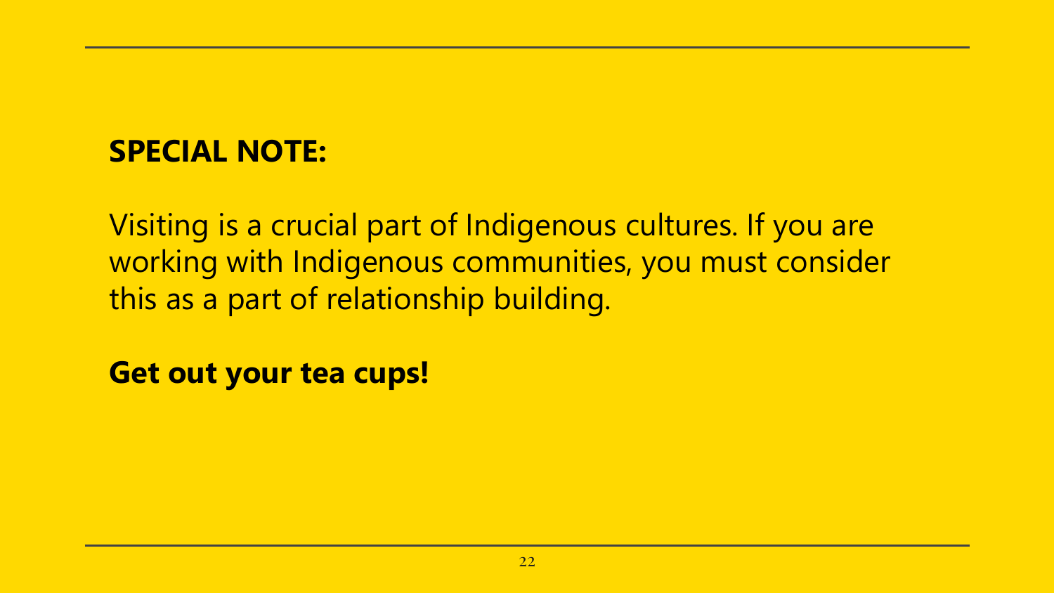**SPECIAL NOTE:**

Visiting is a crucial part of Indigenous cultures. If you are working with Indigenous communities, you must consider this as a part of relationship building.

**Get out your tea cups!**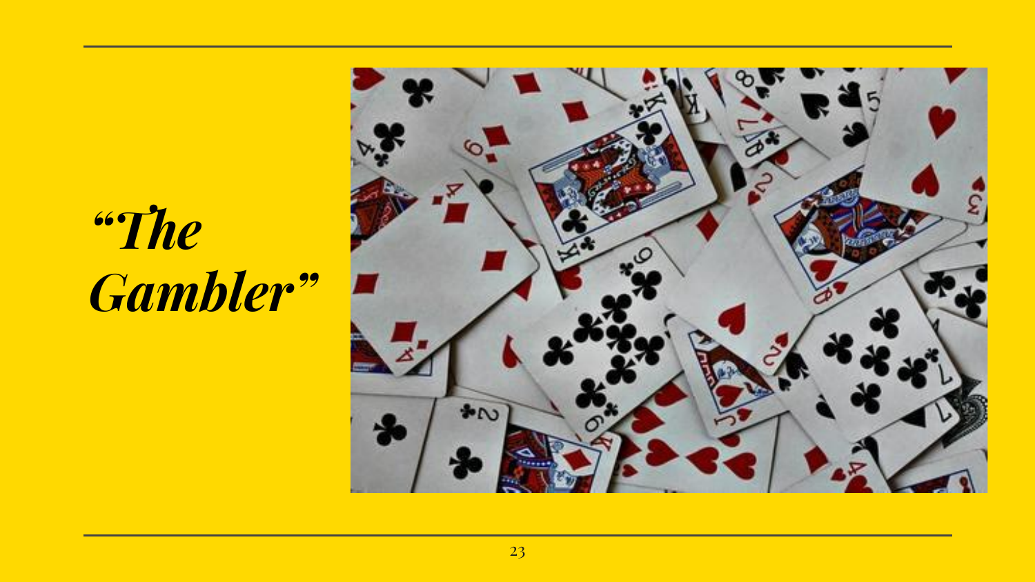# *"The Gambler"*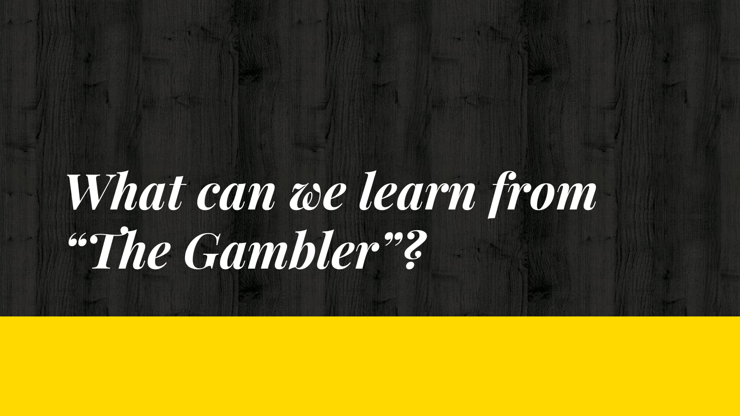# *What can we learn from "The Gambler"?*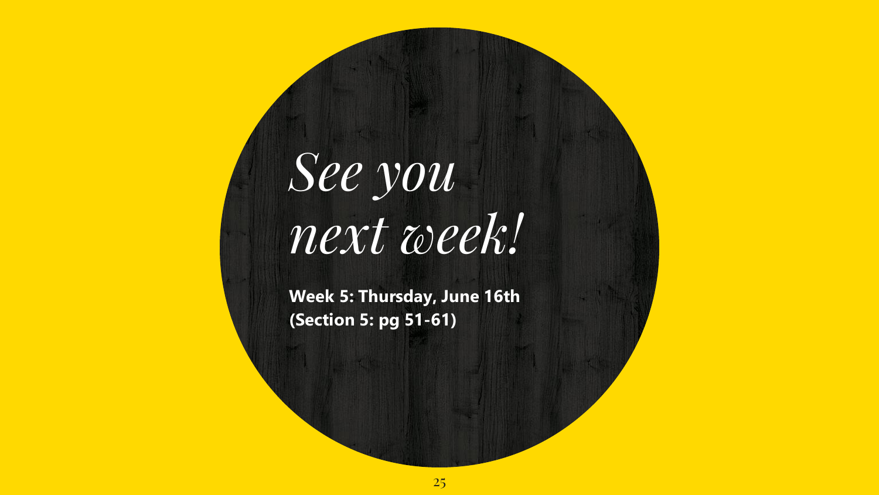# *See you next week!*

**Week 5: Thursday, June 16th**
**(Section 5: pg 51-61)**